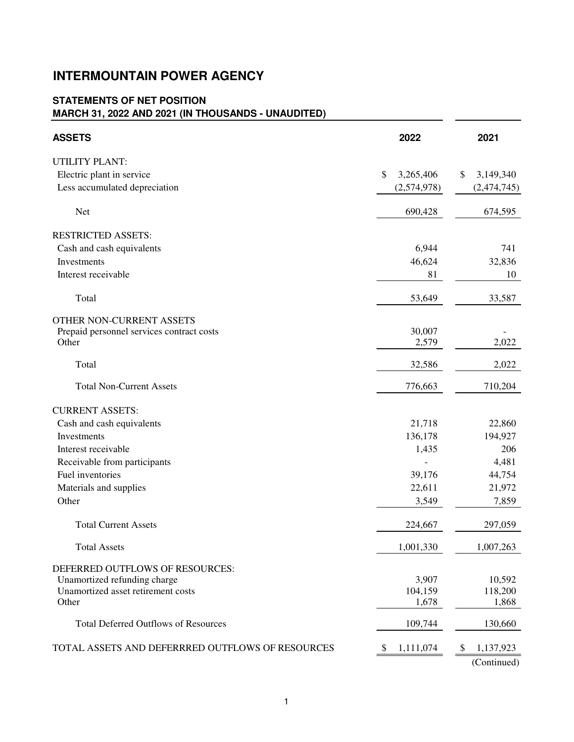# INTERMOUNTAIN POWER AGENCY

## STATEMENTS OF NET POSITION
## MARCH 31, 2022 AND 2021 (IN THOUSANDS - UNAUDITED)

| ASSETS | 2022 | 2021 |
|---|---|---|
| UTILITY PLANT: | | |
| Electric plant in service | $ 3,265,406 | $ 3,149,340 |
| Less accumulated depreciation | (2,574,978) | (2,474,745) |
| Net | 690,428 | 674,595 |
| RESTRICTED ASSETS: | | |
| Cash and cash equivalents | 6,944 | 741 |
| Investments | 46,624 | 32,836 |
| Interest receivable | 81 | 10 |
| Total | 53,649 | 33,587 |
| OTHER NON-CURRENT ASSETS | | |
| Prepaid personnel services contract costs | 30,007 | - |
| Other | 2,579 | 2,022 |
| Total | 32,586 | 2,022 |
| Total Non-Current Assets | 776,663 | 710,204 |
| CURRENT ASSETS: | | |
| Cash and cash equivalents | 21,718 | 22,860 |
| Investments | 136,178 | 194,927 |
| Interest receivable | 1,435 | 206 |
| Receivable from participants | - | 4,481 |
| Fuel inventories | 39,176 | 44,754 |
| Materials and supplies | 22,611 | 21,972 |
| Other | 3,549 | 7,859 |
| Total Current Assets | 224,667 | 297,059 |
| Total Assets | 1,001,330 | 1,007,263 |
| DEFERRED OUTFLOWS OF RESOURCES: | | |
| Unamortized refunding charge | 3,907 | 10,592 |
| Unamortized asset retirement costs | 104,159 | 118,200 |
| Other | 1,678 | 1,868 |
| Total Deferred Outflows of Resources | 109,744 | 130,660 |
| TOTAL ASSETS AND DEFERRRED OUTFLOWS OF RESOURCES | $ 1,111,074 | $ 1,137,923 |

(Continued)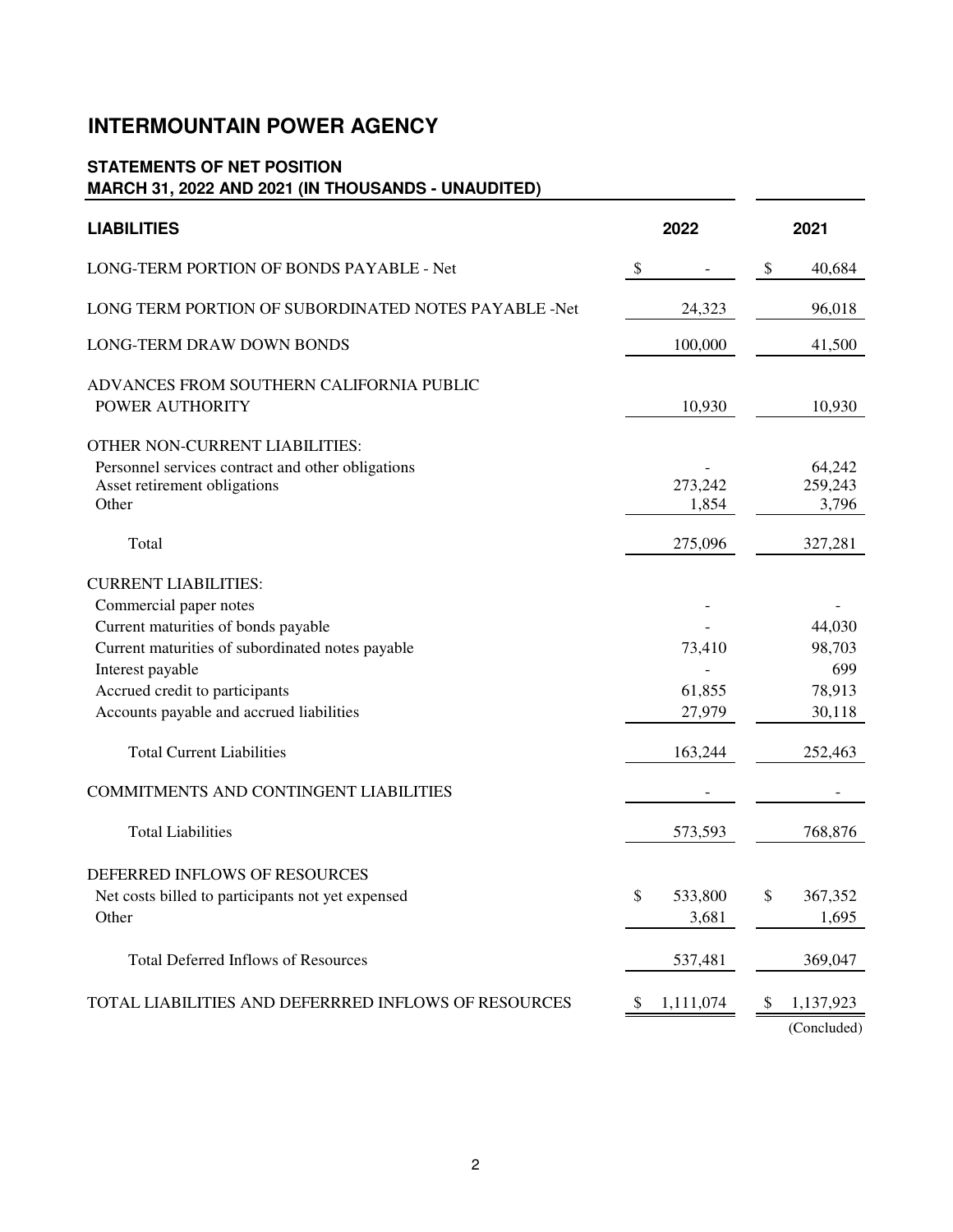# INTERMOUNTAIN POWER AGENCY

## STATEMENTS OF NET POSITION
## MARCH 31, 2022 AND 2021 (IN THOUSANDS - UNAUDITED)

| LIABILITIES | 2022 | 2021 |
|---|---|---|
| LONG-TERM PORTION OF BONDS PAYABLE - Net | $ - | $ 40,684 |
| LONG TERM PORTION OF SUBORDINATED NOTES PAYABLE -Net | 24,323 | 96,018 |
| LONG-TERM DRAW DOWN BONDS | 100,000 | 41,500 |
| ADVANCES FROM SOUTHERN CALIFORNIA PUBLIC POWER AUTHORITY | 10,930 | 10,930 |
| OTHER NON-CURRENT LIABILITIES: | | |
| Personnel services contract and other obligations | - | 64,242 |
| Asset retirement obligations | 273,242 | 259,243 |
| Other | 1,854 | 3,796 |
| Total | 275,096 | 327,281 |
| CURRENT LIABILITIES: | | |
| Commercial paper notes | - | - |
| Current maturities of bonds payable | - | 44,030 |
| Current maturities of subordinated notes payable | 73,410 | 98,703 |
| Interest payable | - | 699 |
| Accrued credit to participants | 61,855 | 78,913 |
| Accounts payable and accrued liabilities | 27,979 | 30,118 |
| Total Current Liabilities | 163,244 | 252,463 |
| COMMITMENTS AND CONTINGENT LIABILITIES | - | - |
| Total Liabilities | 573,593 | 768,876 |
| DEFERRED INFLOWS OF RESOURCES | | |
| Net costs billed to participants not yet expensed | $ 533,800 | $ 367,352 |
| Other | 3,681 | 1,695 |
| Total Deferred Inflows of Resources | 537,481 | 369,047 |
| TOTAL LIABILITIES AND DEFERRRED INFLOWS OF RESOURCES | $ 1,111,074 | $ 1,137,923 |

(Concluded)